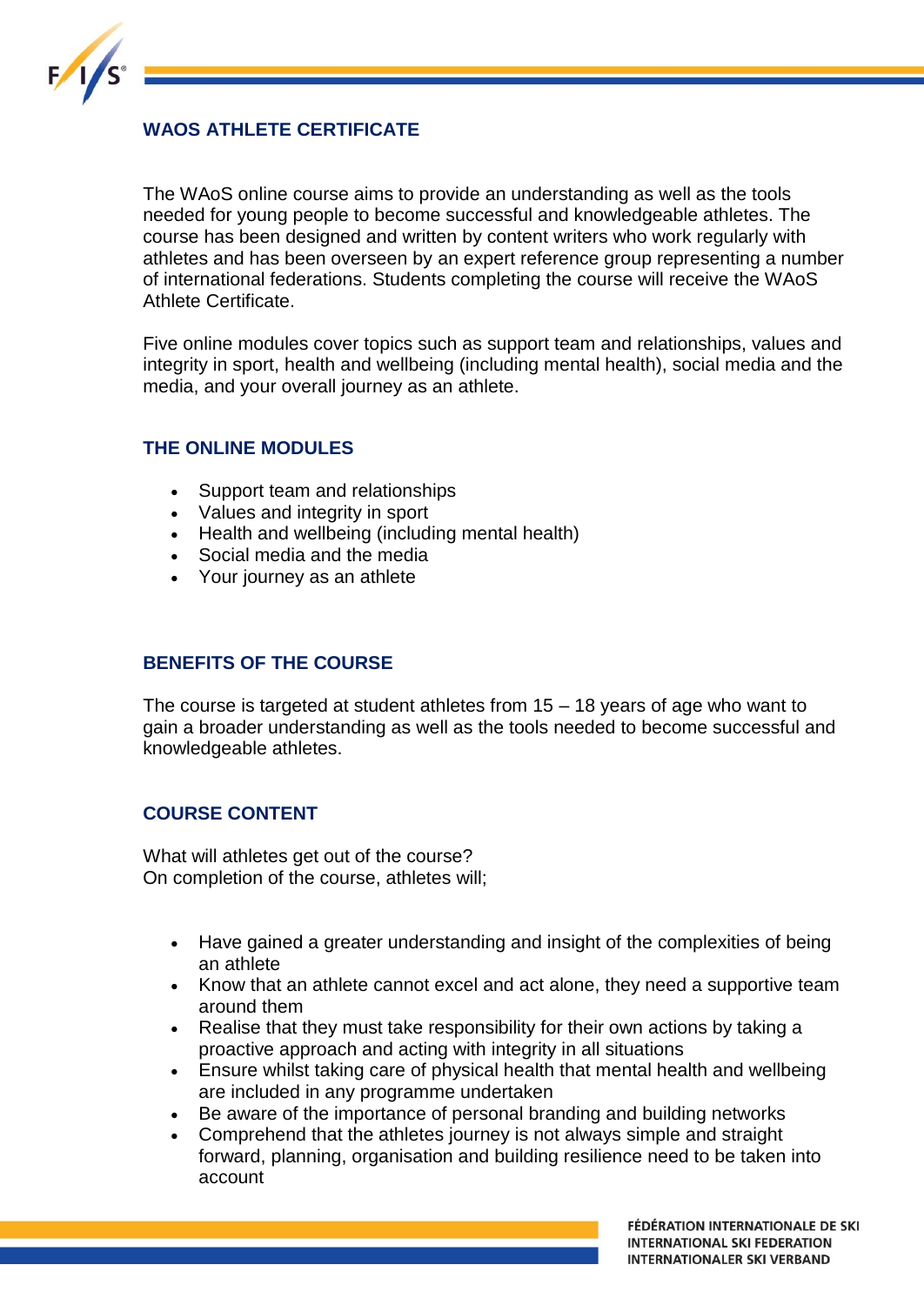## WAOS ATHLETE CERTIFICATE

The WAoS online course aims to provide an understanding as well as the tools needed for young people to become successful and knowledgeable athletes. The course has been designed and written by content writers who work regularly with athletes and has been overseen by an expert reference group representing a number of international federations. Students completing the course will receive the WAoS Athlete Certificate.

Five online modules cover topics such as support team and relationships, values and integrity in sport, health and wellbeing (including mental health), social media and the media, and your overall journey as an athlete.

## THE ONLINE MODULES

- Support team and relationships
- Values and integrity in sport
- Health and wellbeing (including mental health)
- Social media and the media
- Your journey as an athlete

## BENEFITS OF THE COURSE

The course is targeted at student athletes from 15 – 18 years of age who want to gain a broader understanding as well as the tools needed to become successful and knowledgeable athletes.

## COURSE CONTENT

What will athletes get out of the course?
On completion of the course, athletes will;

- Have gained a greater understanding and insight of the complexities of being an athlete
- Know that an athlete cannot excel and act alone, they need a supportive team around them
- Realise that they must take responsibility for their own actions by taking a proactive approach and acting with integrity in all situations
- Ensure whilst taking care of physical health that mental health and wellbeing are included in any programme undertaken
- Be aware of the importance of personal branding and building networks
- Comprehend that the athletes journey is not always simple and straight forward, planning, organisation and building resilience need to be taken into account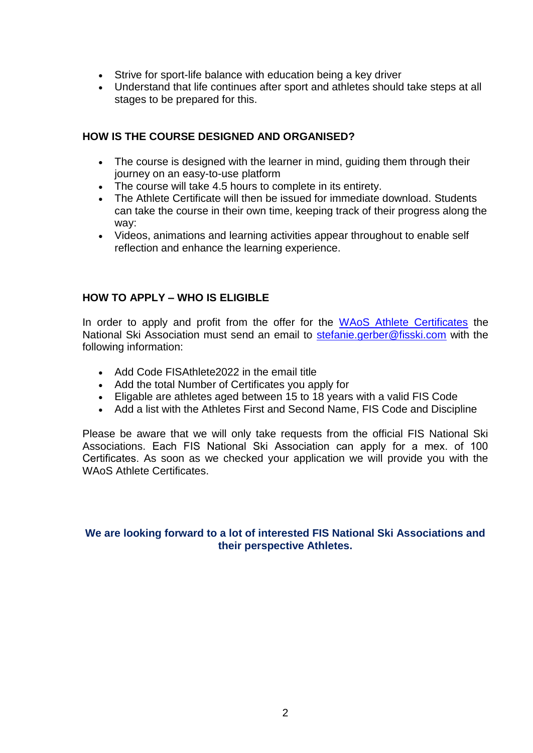- Strive for sport-life balance with education being a key driver
- Understand that life continues after sport and athletes should take steps at all stages to be prepared for this.

## HOW IS THE COURSE DESIGNED AND ORGANISED?

- The course is designed with the learner in mind, guiding them through their journey on an easy-to-use platform
- The course will take 4.5 hours to complete in its entirety.
- The Athlete Certificate will then be issued for immediate download. Students can take the course in their own time, keeping track of their progress along the way:
- Videos, animations and learning activities appear throughout to enable self reflection and enhance the learning experience.

## HOW TO APPLY – WHO IS ELIGIBLE

In order to apply and profit from the offer for the WAoS Athlete Certificates the National Ski Association must send an email to stefanie.gerber@fisski.com with the following information:

- Add Code FISAthlete2022 in the email title
- Add the total Number of Certificates you apply for
- Eligable are athletes aged between 15 to 18 years with a valid FIS Code
- Add a list with the Athletes First and Second Name, FIS Code and Discipline

Please be aware that we will only take requests from the official FIS National Ski Associations. Each FIS National Ski Association can apply for a mex. of 100 Certificates. As soon as we checked your application we will provide you with the WAoS Athlete Certificates.

**We are looking forward to a lot of interested FIS National Ski Associations and their perspective Athletes.**